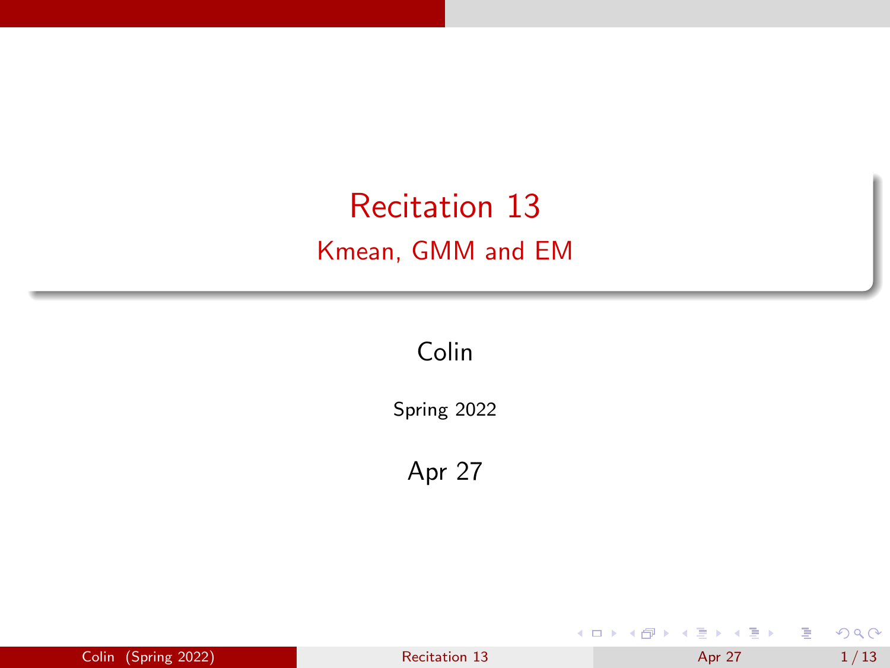# Recitation 13

## Kmean, GMM and EM

Colin

Spring 2022

Apr 27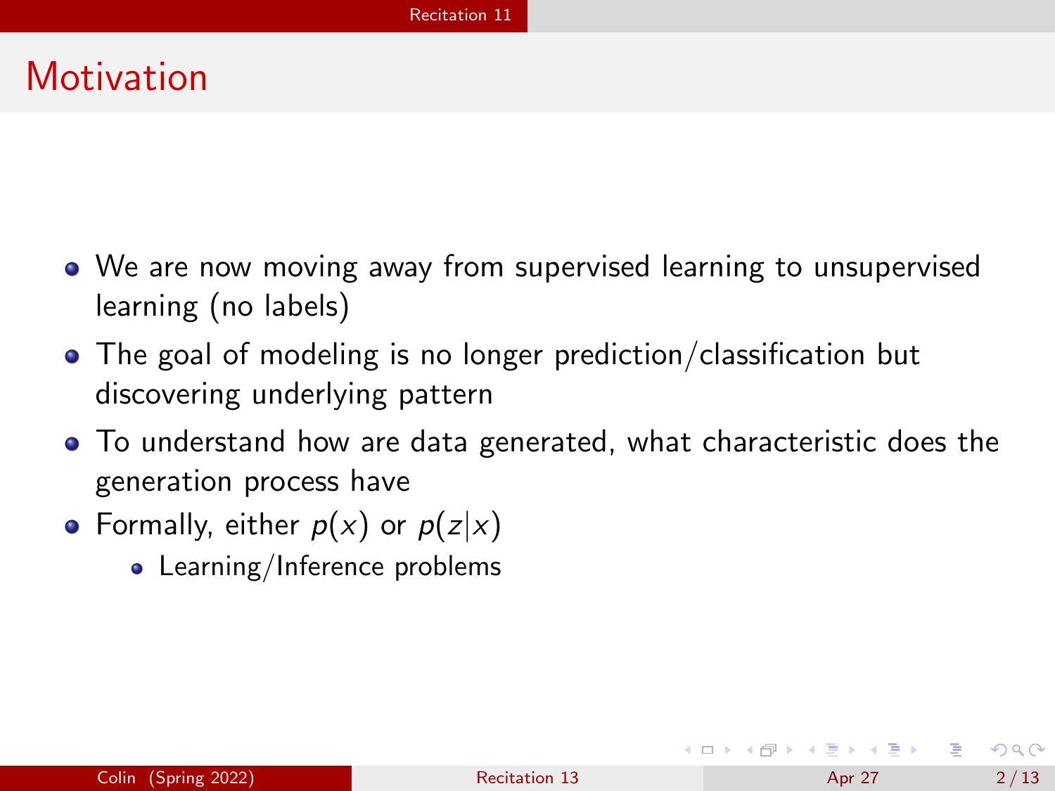# Motivation

- We are now moving away from supervised learning to unsupervised learning (no labels)
- The goal of modeling is no longer prediction/classification but discovering underlying pattern
- To understand how are data generated, what characteristic does the generation process have
- Formally, either $p(x)$ or $p(z|x)$
  - Learning/Inference problems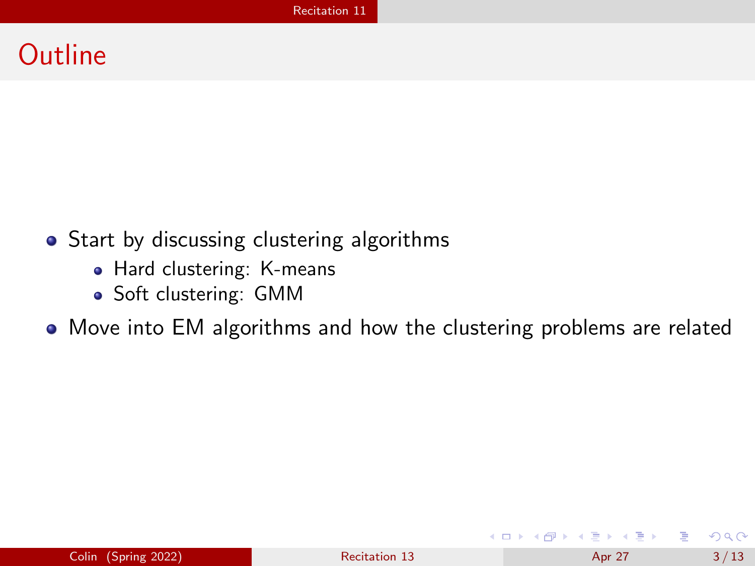# Outline

- Start by discussing clustering algorithms
  - Hard clustering: K-means
  - Soft clustering: GMM
- Move into EM algorithms and how the clustering problems are related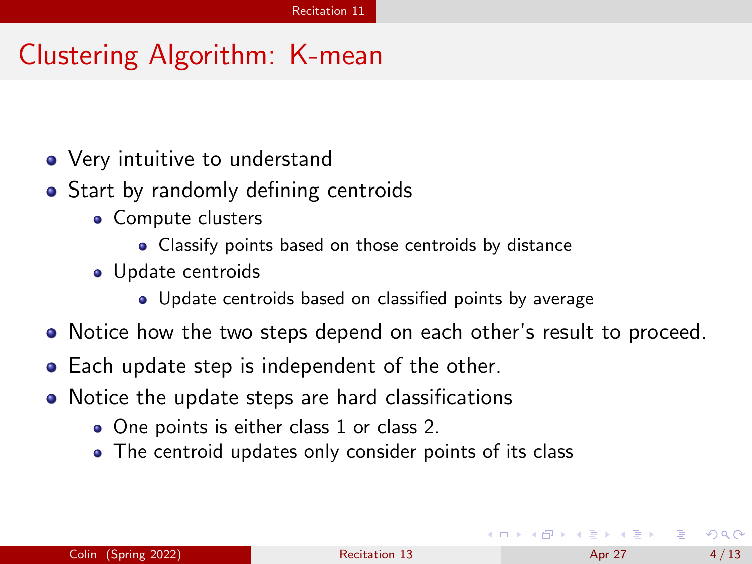# Clustering Algorithm: K-mean

- Very intuitive to understand
- Start by randomly defining centroids
  - Compute clusters
    - Classify points based on those centroids by distance
  - Update centroids
    - Update centroids based on classified points by average
- Notice how the two steps depend on each other's result to proceed.
- Each update step is independent of the other.
- Notice the update steps are hard classifications
  - One points is either class 1 or class 2.
  - The centroid updates only consider points of its class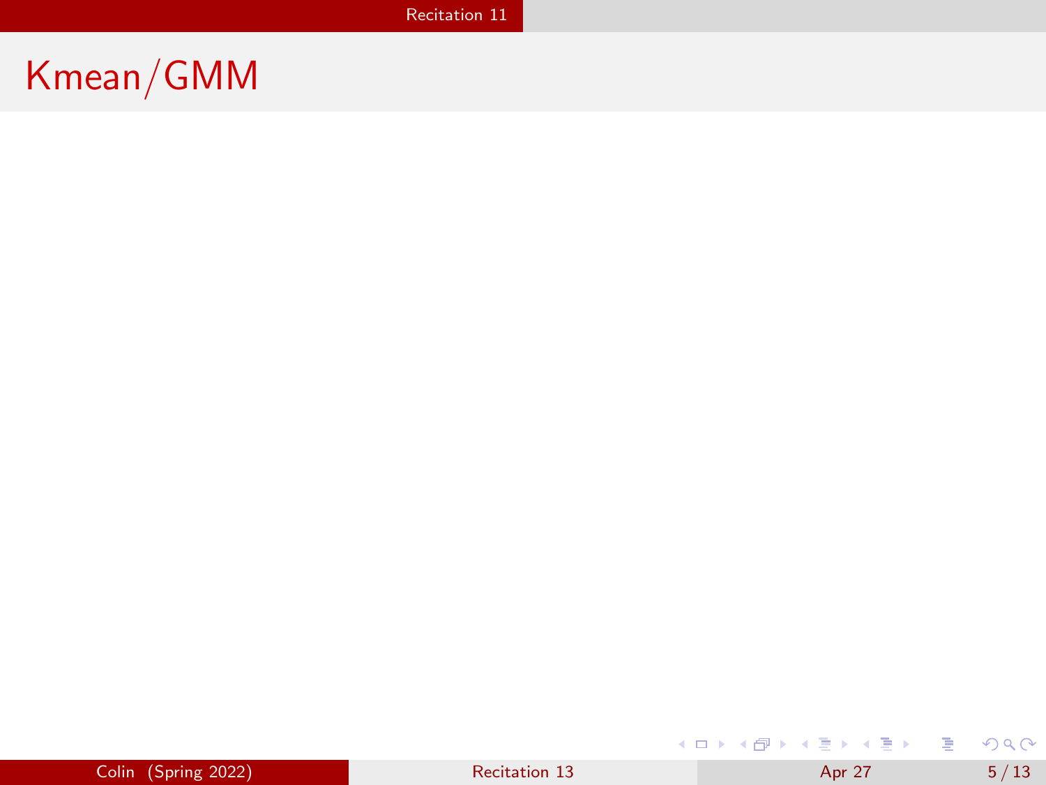# Kmean/GMM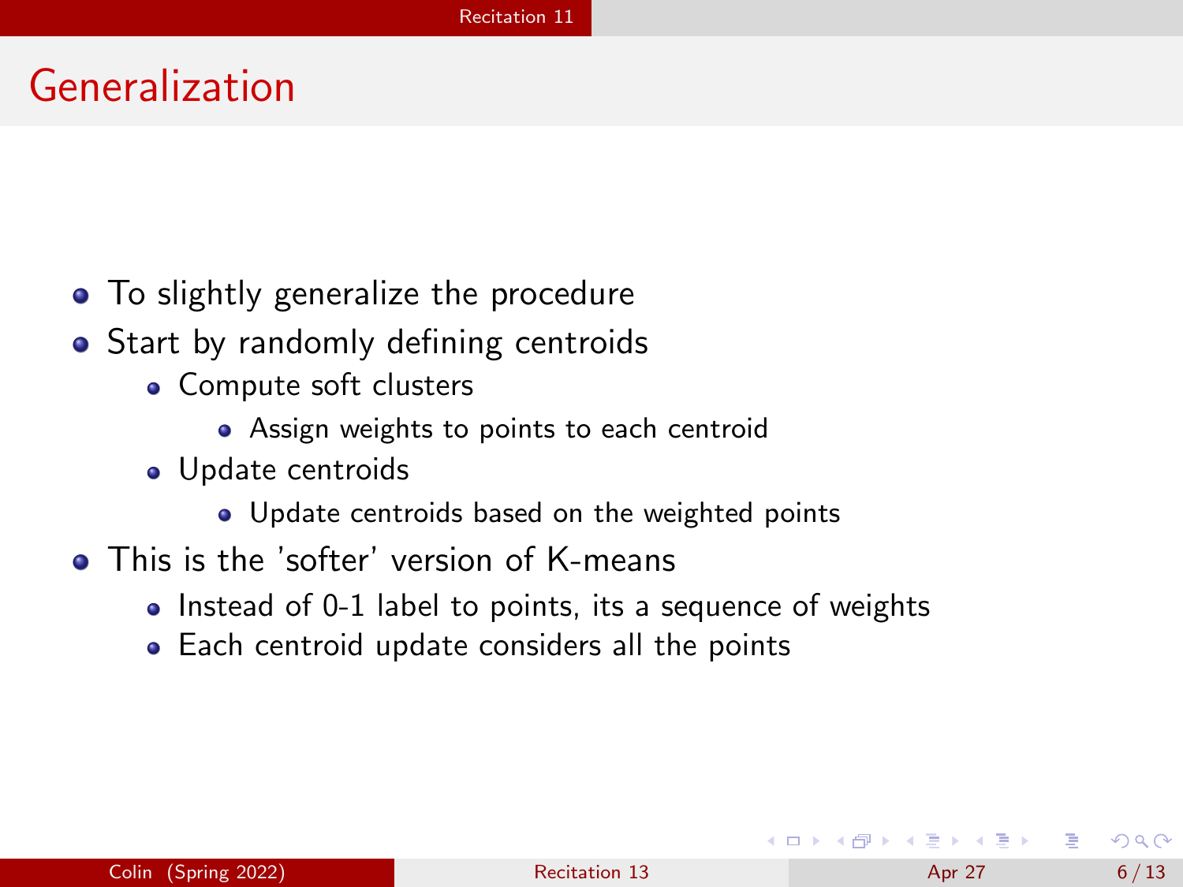# Generalization

- To slightly generalize the procedure
- Start by randomly defining centroids
  - Compute soft clusters
    - Assign weights to points to each centroid
  - Update centroids
    - Update centroids based on the weighted points
- This is the 'softer' version of K-means
  - Instead of 0-1 label to points, its a sequence of weights
  - Each centroid update considers all the points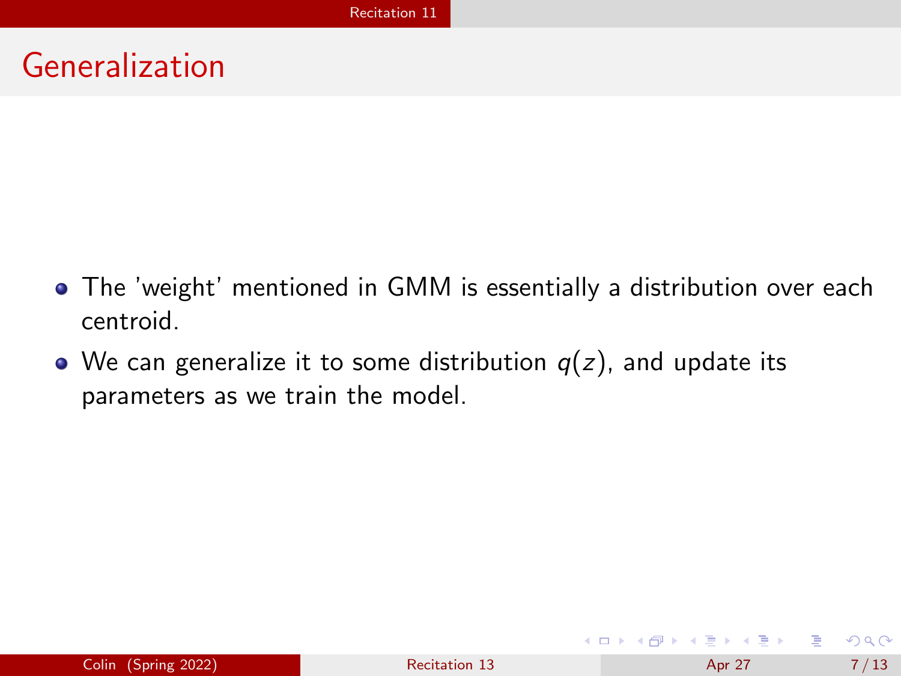# Generalization

- The 'weight' mentioned in GMM is essentially a distribution over each centroid.
- We can generalize it to some distribution $q(z)$, and update its parameters as we train the model.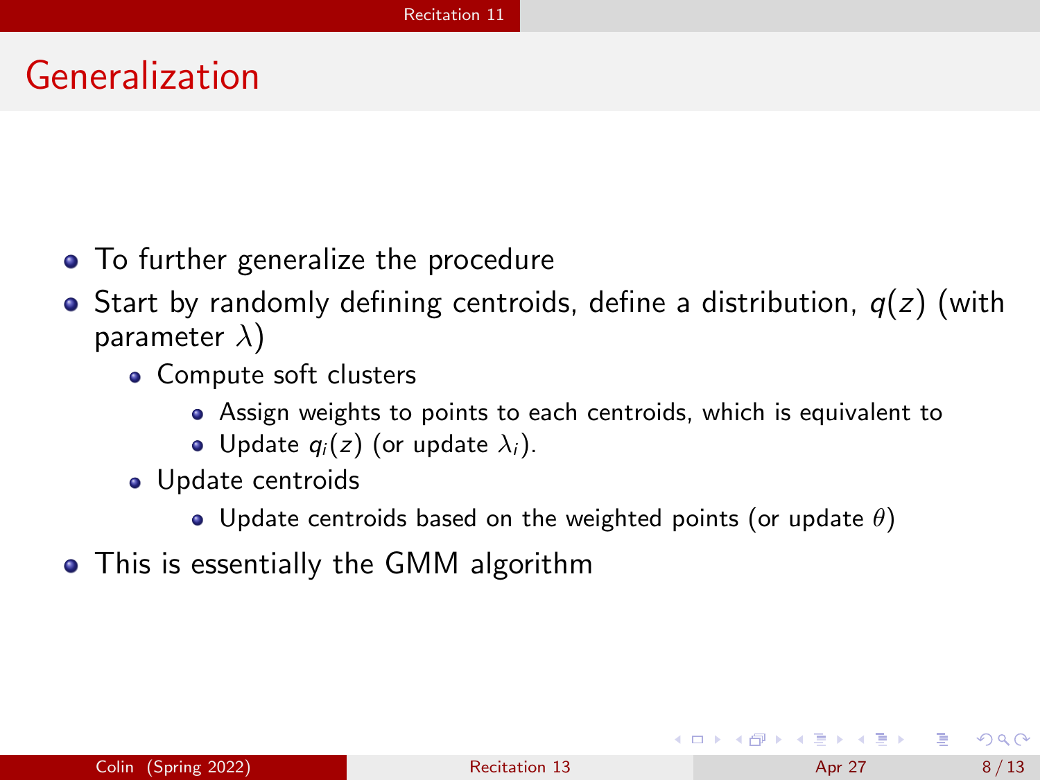# Generalization

- To further generalize the procedure
- Start by randomly defining centroids, define a distribution, $q(z)$ (with parameter $\lambda$)
    - Compute soft clusters
        - Assign weights to points to each centroids, which is equivalent to
        - Update $q_i(z)$ (or update $\lambda_i$).
    - Update centroids
        - Update centroids based on the weighted points (or update $\theta$)
- This is essentially the GMM algorithm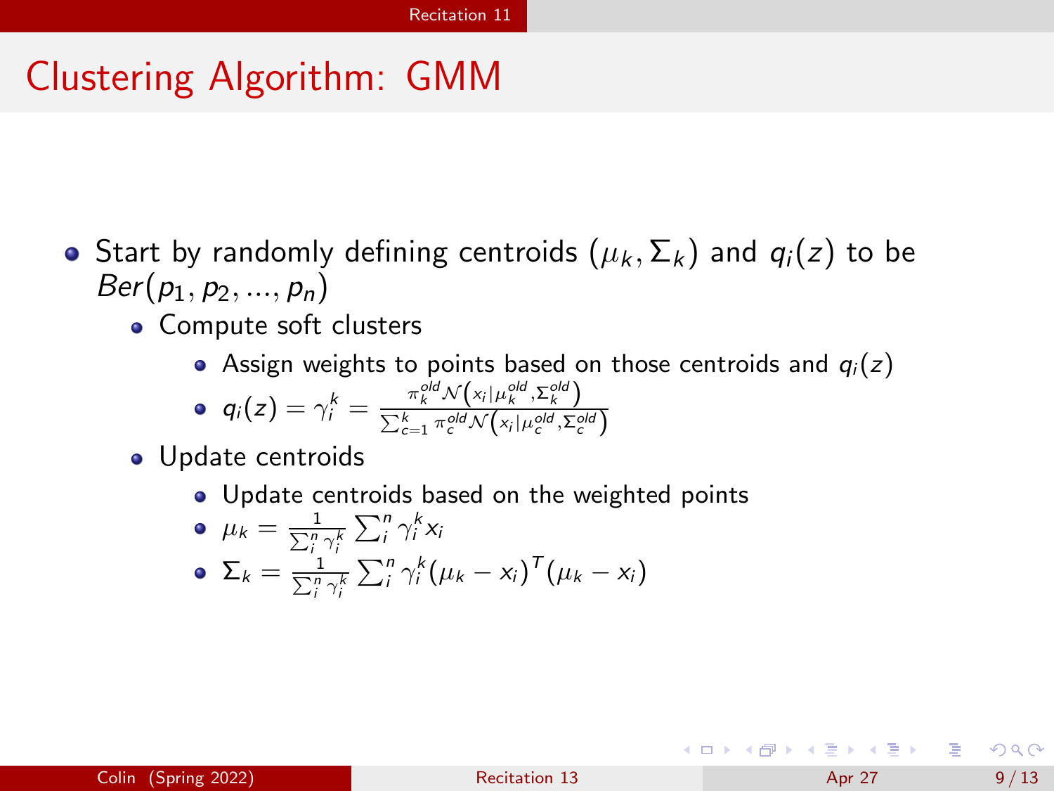# Clustering Algorithm: GMM

- Start by randomly defining centroids $(\mu_k, \Sigma_k)$ and $q_i(z)$ to be $Ber(p_1, p_2, ..., p_n)$
  - Compute soft clusters
    - Assign weights to points based on those centroids and $q_i(z)$
    - $q_i(z) = \gamma_i^k = \frac{\pi_k^{old} \mathcal{N}\left(x_i | \mu_k^{old}, \Sigma_k^{old}\right)}{\sum_{c=1}^{k} \pi_c^{old} \mathcal{N}\left(x_i | \mu_c^{old}, \Sigma_c^{old}\right)}$
  - Update centroids
    - Update centroids based on the weighted points
    - $\mu_k = \frac{1}{\sum_i^n \gamma_i^k} \sum_i^n \gamma_i^k x_i$
    - $\Sigma_k = \frac{1}{\sum_i^n \gamma_i^k} \sum_i^n \gamma_i^k (\mu_k - x_i)^T (\mu_k - x_i)$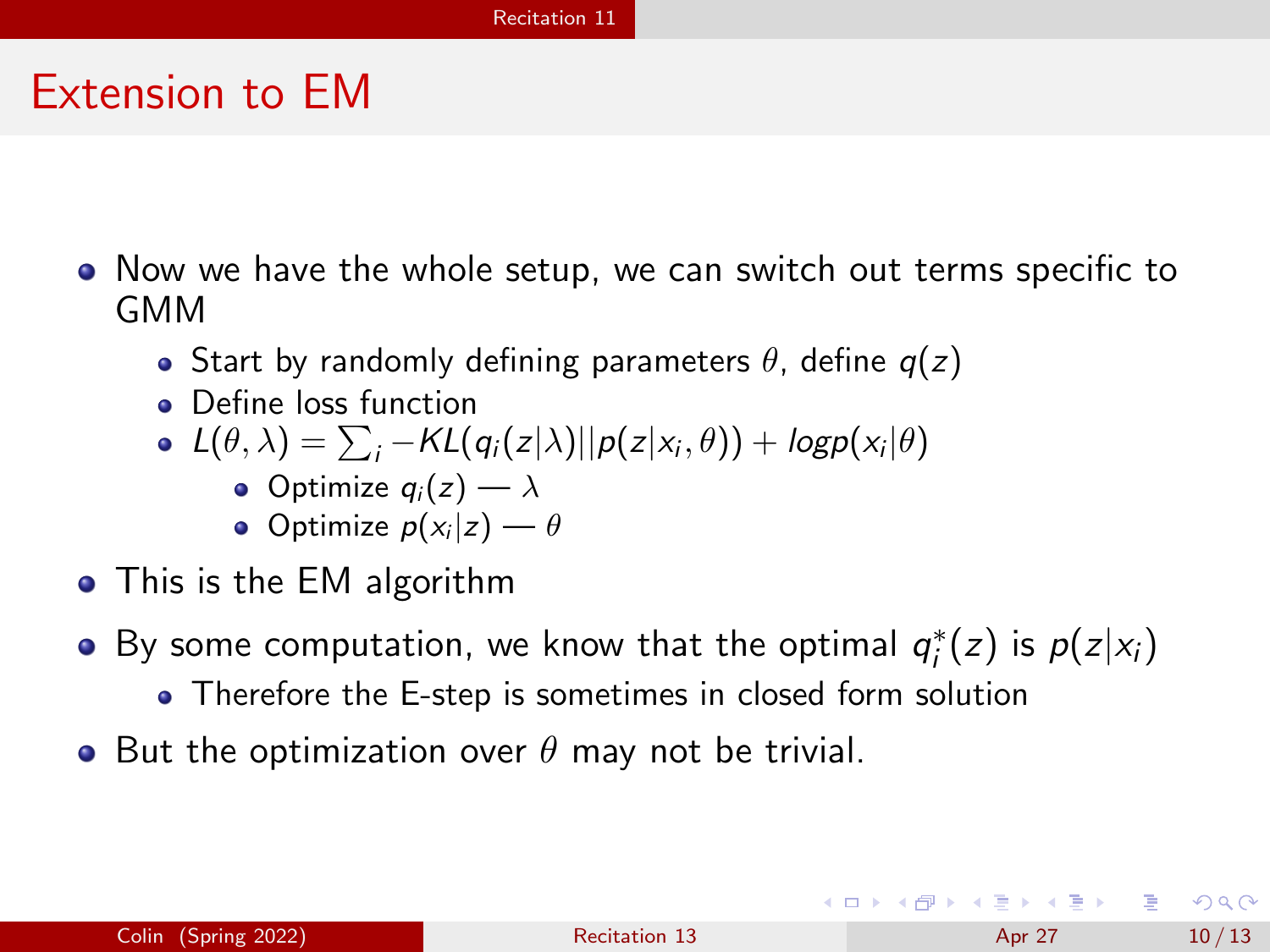# Extension to EM

- Now we have the whole setup, we can switch out terms specific to GMM
  - Start by randomly defining parameters $\theta$, define $q(z)$
  - Define loss function
  - $L(\theta, \lambda) = \sum_i -KL(q_i(z|\lambda)||p(z|x_i, \theta)) + logp(x_i|\theta)$
    - Optimize $q_i(z)$ — $\lambda$
    - Optimize $p(x_i|z)$ — $\theta$
- This is the EM algorithm
- By some computation, we know that the optimal $q_i^*(z)$ is $p(z|x_i)$
  - Therefore the E-step is sometimes in closed form solution
- But the optimization over $\theta$ may not be trivial.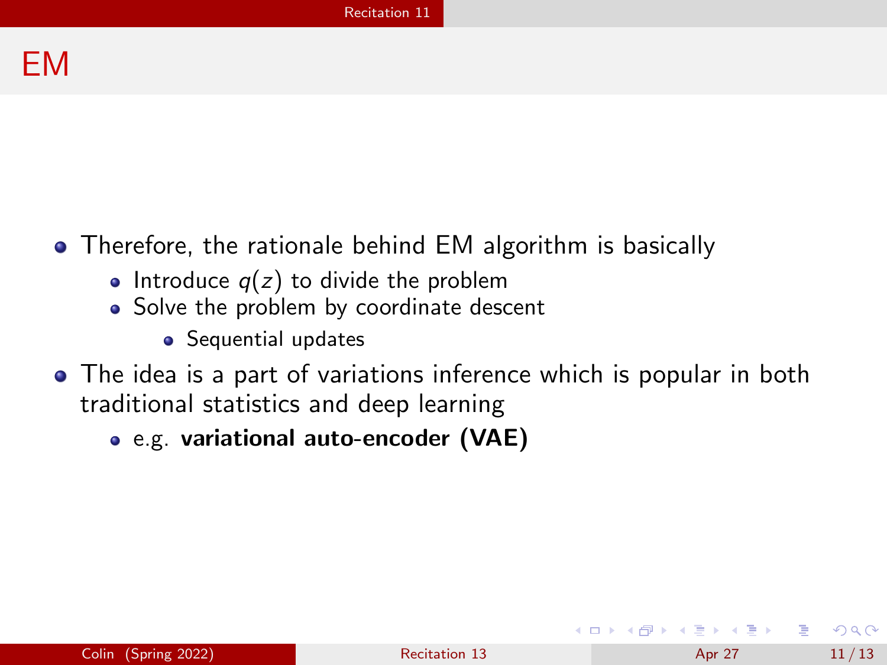# EM

- Therefore, the rationale behind EM algorithm is basically
  - Introduce $q(z)$ to divide the problem
  - Solve the problem by coordinate descent
    - Sequential updates
- The idea is a part of variations inference which is popular in both traditional statistics and deep learning
  - e.g. **variational auto-encoder (VAE)**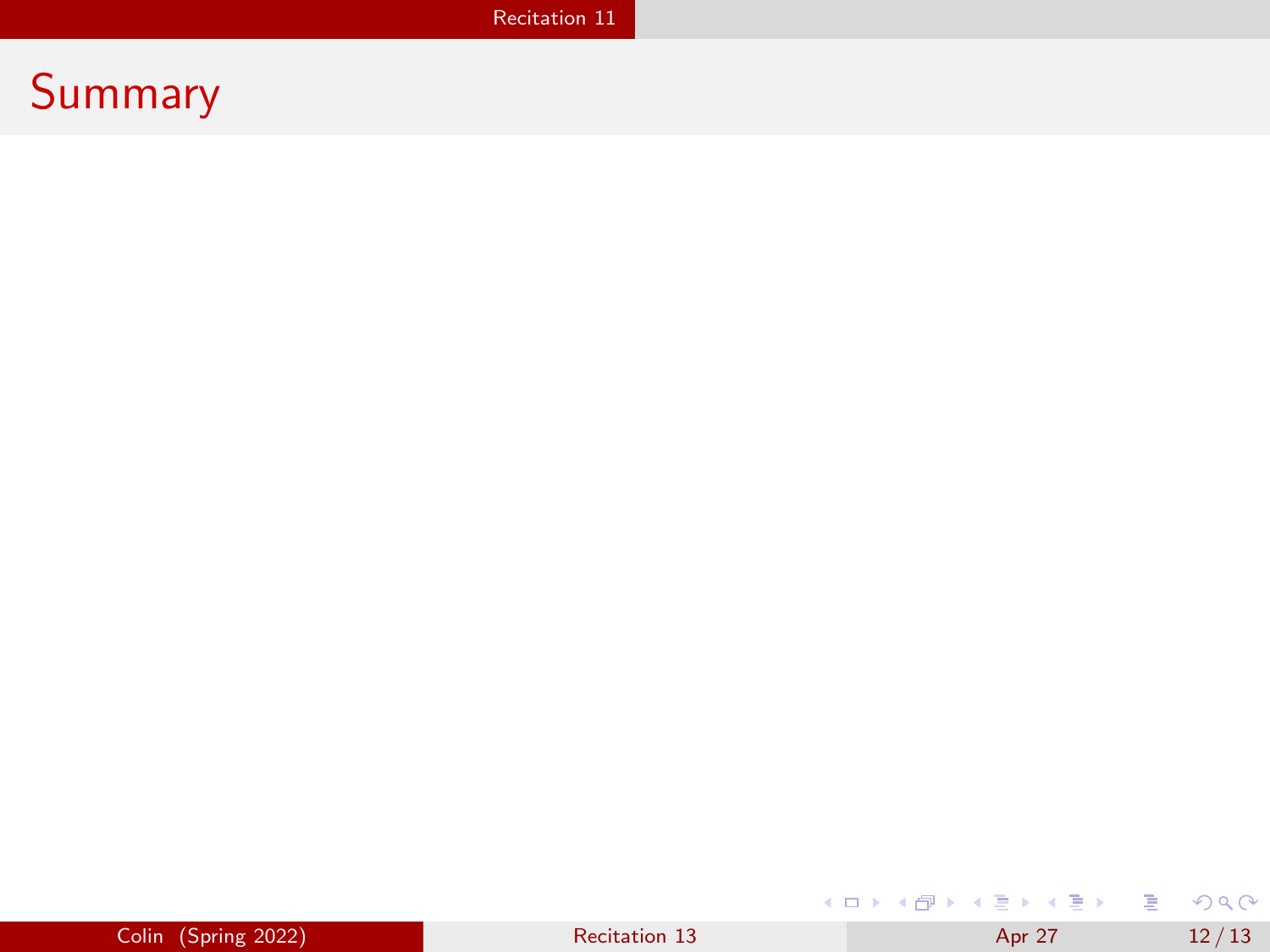# Summary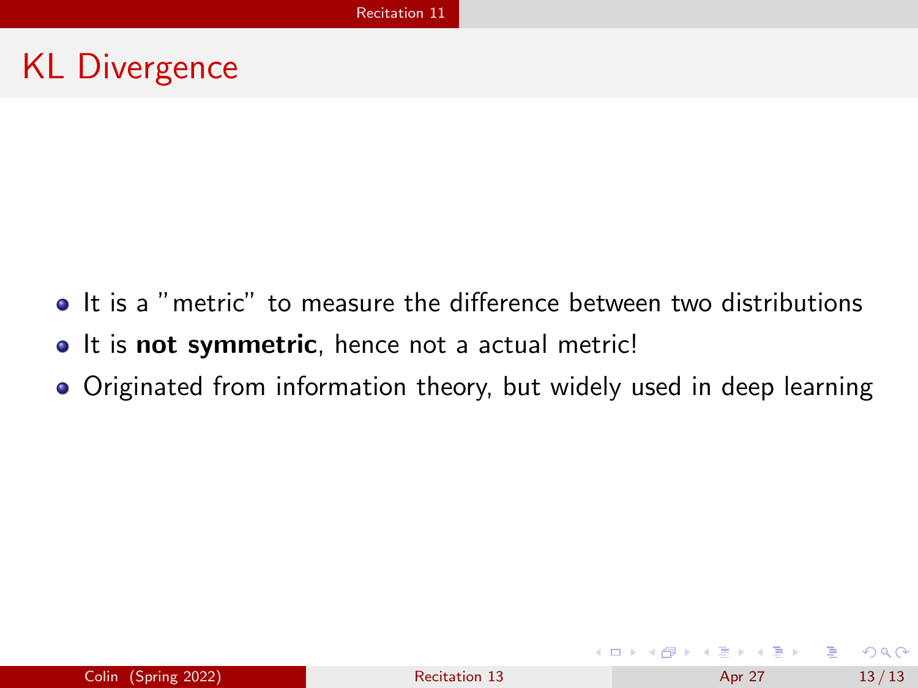# KL Divergence

- It is a "metric" to measure the difference between two distributions
- It is **not symmetric**, hence not a actual metric!
- Originated from information theory, but widely used in deep learning